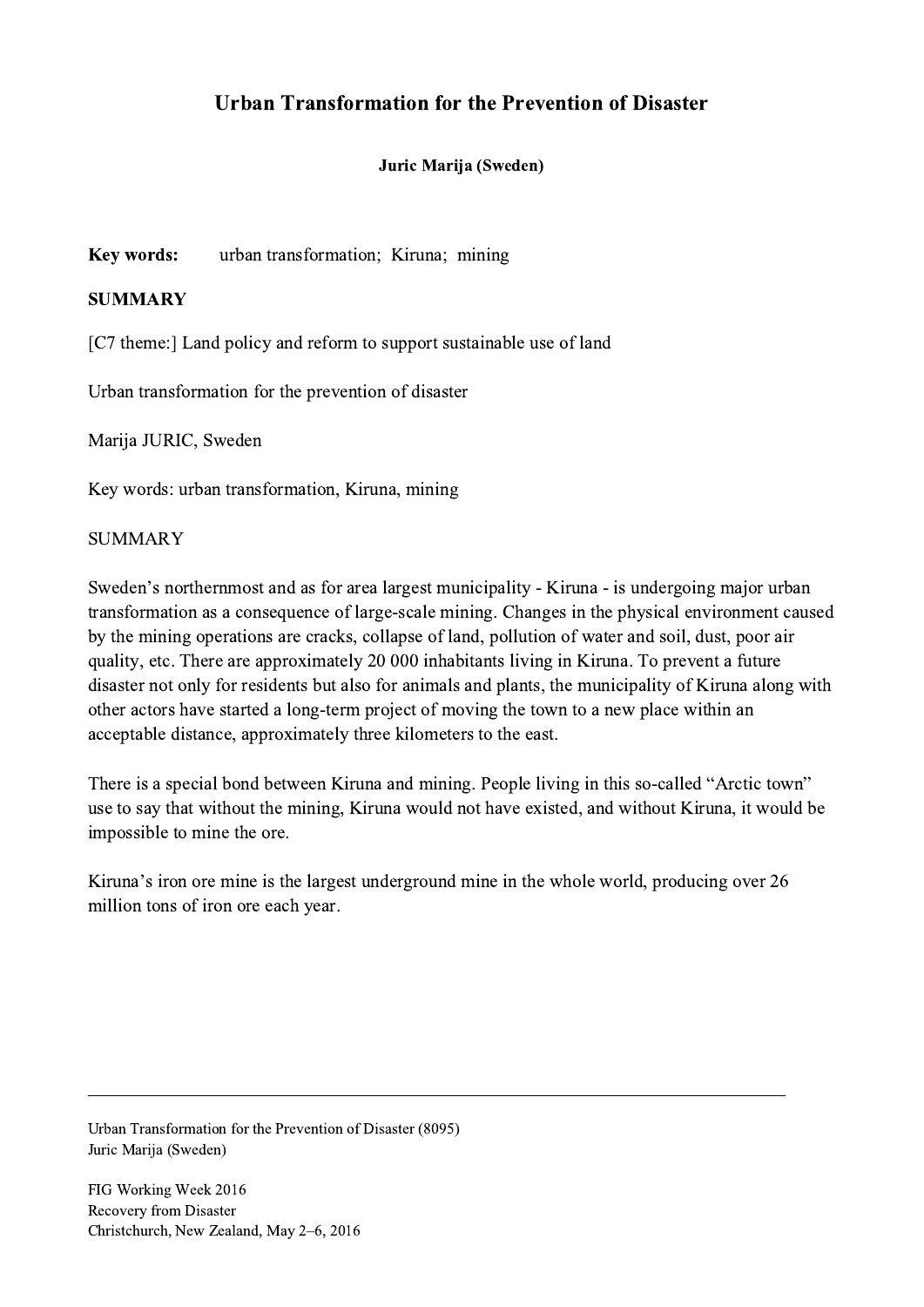# Urban Transformation for the Prevention of Disaster

**Juric Marija (Sweden)**

**Key words:** urban transformation; Kiruna; mining

**SUMMARY**

[C7 theme:] Land policy and reform to support sustainable use of land

Urban transformation for the prevention of disaster

Marija JURIC, Sweden

Key words: urban transformation, Kiruna, mining

SUMMARY

Sweden's northernmost and as for area largest municipality - Kiruna - is undergoing major urban transformation as a consequence of large-scale mining. Changes in the physical environment caused by the mining operations are cracks, collapse of land, pollution of water and soil, dust, poor air quality, etc. There are approximately 20 000 inhabitants living in Kiruna. To prevent a future disaster not only for residents but also for animals and plants, the municipality of Kiruna along with other actors have started a long-term project of moving the town to a new place within an acceptable distance, approximately three kilometers to the east.

There is a special bond between Kiruna and mining. People living in this so-called "Arctic town" use to say that without the mining, Kiruna would not have existed, and without Kiruna, it would be impossible to mine the ore.

Kiruna's iron ore mine is the largest underground mine in the whole world, producing over 26 million tons of iron ore each year.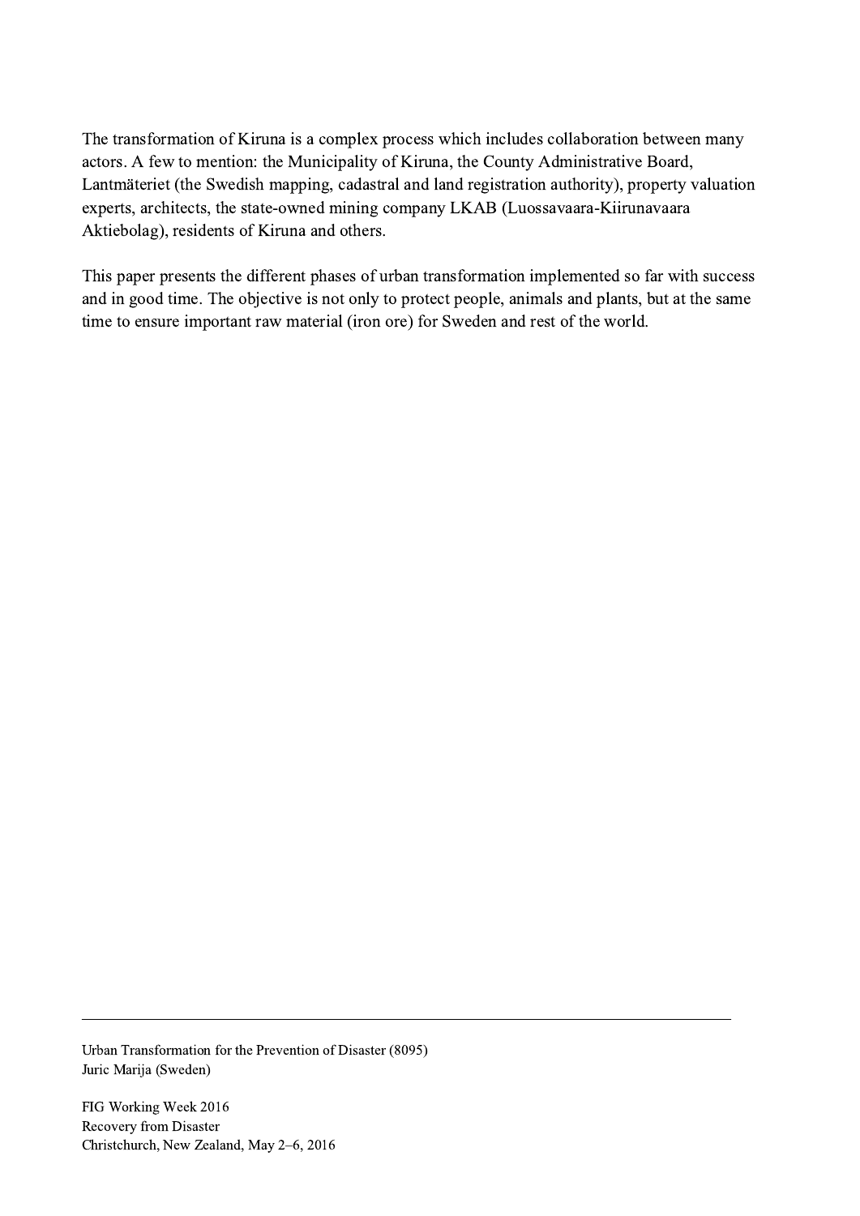The transformation of Kiruna is a complex process which includes collaboration between many actors. A few to mention: the Municipality of Kiruna, the County Administrative Board, Lantmäteriet (the Swedish mapping, cadastral and land registration authority), property valuation experts, architects, the state-owned mining company LKAB (Luossavaara-Kiirunavaara Aktiebolag), residents of Kiruna and others.

This paper presents the different phases of urban transformation implemented so far with success and in good time. The objective is not only to protect people, animals and plants, but at the same time to ensure important raw material (iron ore) for Sweden and rest of the world.